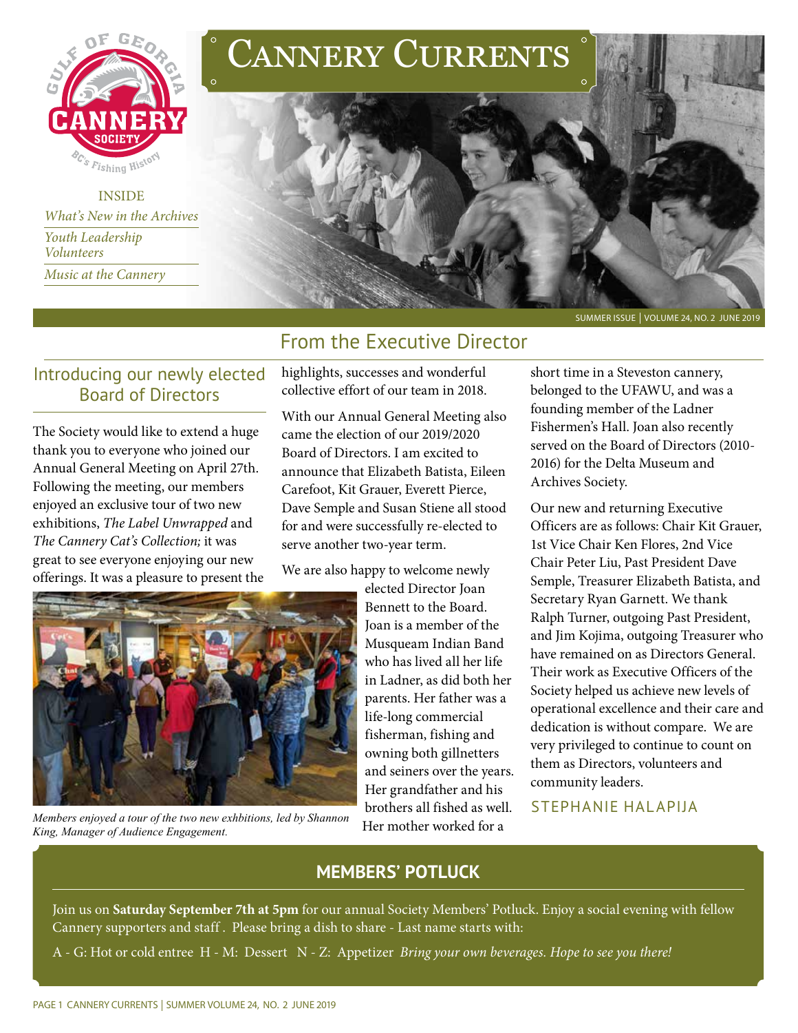# Cannery Currents

INSIDE

*What's New in the Archives*

*Youth Leadership Volunteers*

*Music at the Cannery*

SUMMER ISSUE | VOLUME 24, NO. 2 JUNE 2019

## From the Executive Director

### Introducing our newly elected Board of Directors

The Society would like to extend a huge thank you to everyone who joined our Annual General Meeting on April 27th. Following the meeting, our members enjoyed an exclusive tour of two new exhibitions, *The Label Unwrapped* and *The Cannery Cat's Collection;* it was great to see everyone enjoying our new offerings. It was a pleasure to present the highlights, successes and wonderful collective effort of our team in 2018.

*Members enjoyed a tour of the two new exhbitions, led by Shannon King, Manager of Audience Engagement.*

With our Annual General Meeting also came the election of our 2019/2020 Board of Directors. I am excited to announce that Elizabeth Batista, Eileen Carefoot, Kit Grauer, Everett Pierce, Dave Semple and Susan Stiene all stood for and were successfully re-elected to serve another two-year term.

We are also happy to welcome newly elected Director Joan Bennett to the Board. Joan is a member of the Musqueam Indian Band who has lived all her life in Ladner, as did both her parents. Her father was a life-long commercial fisherman, fishing and owning both gillnetters and seiners over the years. Her grandfather and his brothers all fished as well. Her mother worked for a short time in a Steveston cannery, belonged to the UFAWU, and was a founding member of the Ladner Fishermen's Hall. Joan also recently served on the Board of Directors (2010-2016) for the Delta Museum and Archives Society.

Our new and returning Executive Officers are as follows: Chair Kit Grauer, 1st Vice Chair Ken Flores, 2nd Vice Chair Peter Liu, Past President Dave Semple, Treasurer Elizabeth Batista, and Secretary Ryan Garnett. We thank Ralph Turner, outgoing Past President, and Jim Kojima, outgoing Treasurer who have remained on as Directors General. Their work as Executive Officers of the Society helped us achieve new levels of operational excellence and their care and dedication is without compare. We are very privileged to continue to count on them as Directors, volunteers and community leaders.

STEPHANIE HALAPIJA

## MEMBERS' POTLUCK

Join us on **Saturday September 7th at 5pm** for our annual Society Members' Potluck. Enjoy a social evening with fellow Cannery supporters and staff . Please bring a dish to share - Last name starts with:

A - G: Hot or cold entree H - M: Dessert N - Z: Appetizer *Bring your own beverages. Hope to see you there!*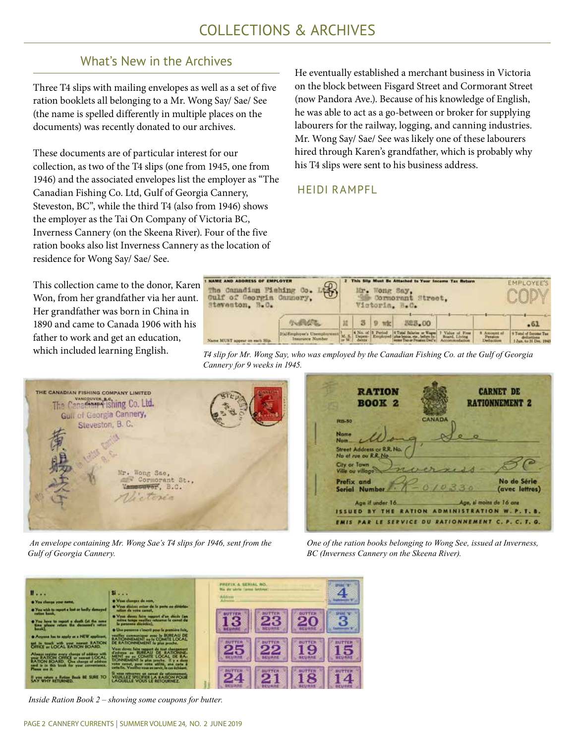## COLLECTIONS & ARCHIVES

### What's New in the Archives

Three T4 slips with mailing envelopes as well as a set of five ration booklets all belonging to a Mr. Wong Say/ Sae/ See (the name is spelled differently in multiple places on the documents) was recently donated to our archives.

These documents are of particular interest for our collection, as two of the T4 slips (one from 1945, one from 1946) and the associated envelopes list the employer as "The Canadian Fishing Co. Ltd, Gulf of Georgia Cannery, Steveston, BC", while the third T4 (also from 1946) shows the employer as the Tai On Company of Victoria BC, Inverness Cannery (on the Skeena River). Four of the five ration books also list Inverness Cannery as the location of residence for Wong Say/ Sae/ See.

This collection came to the donor, Karen Won, from her grandfather via her aunt. Her grandfather was born in China in 1890 and came to Canada 1906 with his father to work and get an education, which included learning English.

He eventually established a merchant business in Victoria on the block between Fisgard Street and Cormorant Street (now Pandora Ave.). Because of his knowledge of English, he was able to act as a go-between or broker for supplying labourers for the railway, logging, and canning industries. Mr. Wong Say/ Sae/ See was likely one of these labourers hired through Karen's grandfather, which is probably why his T4 slips were sent to his business address.

HEIDI RAMPFL

*T4 slip for Mr. Wong Say, who was employed by the Canadian Fishing Co. at the Gulf of Georgia Cannery for 9 weeks in 1945.*

*An envelope containing Mr. Wong Sae's T4 slips for 1946, sent from the Gulf of Georgia Cannery.*

*One of the ration books belonging to Wong See, issued at Inverness, BC (Inverness Cannery on the Skeena River).*

*Inside Ration Book 2 – showing some coupons for butter.*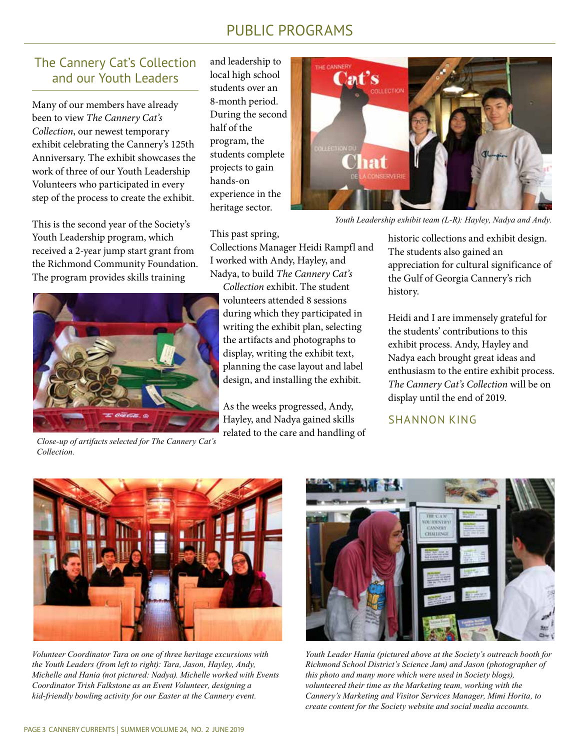## PUBLIC PROGRAMS

### The Cannery Cat's Collection and our Youth Leaders

Many of our members have already been to view *The Cannery Cat's Collection*, our newest temporary exhibit celebrating the Cannery's 125th Anniversary. The exhibit showcases the work of three of our Youth Leadership Volunteers who participated in every step of the process to create the exhibit.

This is the second year of the Society's Youth Leadership program, which received a 2-year jump start grant from the Richmond Community Foundation. The program provides skills training and leadership to local high school students over an 8-month period. During the second half of the program, the students complete projects to gain hands-on experience in the heritage sector.

This past spring, Collections Manager Heidi Rampfl and I worked with Andy, Hayley, and Nadya, to build *The Cannery Cat's Collection* exhibit. The student volunteers attended 8 sessions during which they participated in writing the exhibit plan, selecting the artifacts and photographs to display, writing the exhibit text, planning the case layout and label design, and installing the exhibit.

As the weeks progressed, Andy, Hayley, and Nadya gained skills related to the care and handling of historic collections and exhibit design. The students also gained an appreciation for cultural significance of the Gulf of Georgia Cannery's rich history.

Heidi and I are immensely grateful for the students' contributions to this exhibit process. Andy, Hayley and Nadya each brought great ideas and enthusiasm to the entire exhibit process. *The Cannery Cat's Collection* will be on display until the end of 2019.

SHANNON KING

*Youth Leadership exhibit team (L-R): Hayley, Nadya and Andy.*

*Close-up of artifacts selected for The Cannery Cat's Collection.*

*Volunteer Coordinator Tara on one of three heritage excursions with the Youth Leaders (from left to right): Tara, Jason, Hayley, Andy, Michelle and Hania (not pictured: Nadya). Michelle worked with Events Coordinator Trish Falkstone as an Event Volunteer, designing a kid-friendly bowling activity for our Easter at the Cannery event.*

*Youth Leader Hania (pictured above at the Society's outreach booth for Richmond School District's Science Jam) and Jason (photographer of this photo and many more which were used in Society blogs), volunteered their time as the Marketing team, working with the Cannery's Marketing and Visitor Services Manager, Mimi Horita, to create content for the Society website and social media accounts.*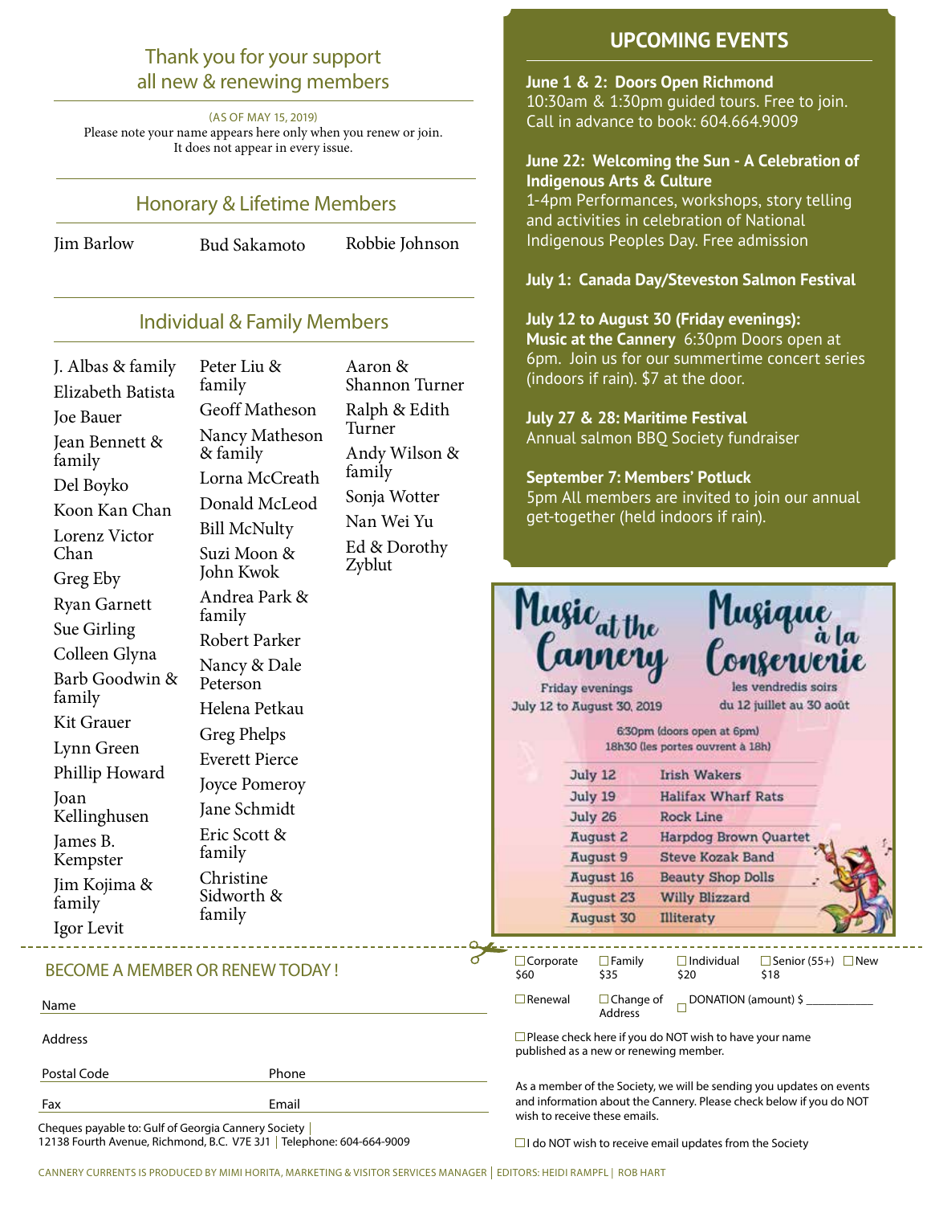## Thank you for your support all new & renewing members

(AS OF MAY 15, 2019)
Please note your name appears here only when you renew or join. It does not appear in every issue.

### Honorary & Lifetime Members

Jim Barlow
Bud Sakamoto
Robbie Johnson

### Individual & Family Members

J. Albas & family
Elizabeth Batista
Joe Bauer
Jean Bennett & family
Del Boyko
Koon Kan Chan
Lorenz Victor Chan
Greg Eby
Ryan Garnett
Sue Girling
Colleen Glyna
Barb Goodwin & family
Kit Grauer
Lynn Green
Phillip Howard
Joan Kellinghusen
James B. Kempster
Jim Kojima & family
Igor Levit
Peter Liu & family
Geoff Matheson
Nancy Matheson & family
Lorna McCreath
Donald McLeod
Bill McNulty
Suzi Moon & John Kwok
Andrea Park & family
Robert Parker
Nancy & Dale Peterson
Helena Petkau
Greg Phelps
Everett Pierce
Joyce Pomeroy
Jane Schmidt
Eric Scott & family
Christine Sidworth & family
Aaron & Shannon Turner
Ralph & Edith Turner
Andy Wilson & family
Sonja Wotter
Nan Wei Yu
Ed & Dorothy Zyblut

## UPCOMING EVENTS

**June 1 & 2: Doors Open Richmond**
10:30am & 1:30pm guided tours. Free to join. Call in advance to book: 604.664.9009

**June 22: Welcoming the Sun - A Celebration of Indigenous Arts & Culture**
1-4pm Performances, workshops, story telling and activities in celebration of National Indigenous Peoples Day. Free admission

**July 1: Canada Day/Steveston Salmon Festival**

**July 12 to August 30 (Friday evenings): Music at the Cannery** 6:30pm Doors open at 6pm. Join us for our summertime concert series (indoors if rain). $7 at the door.

**July 27 & 28: Maritime Festival**
Annual salmon BBQ Society fundraiser

**September 7: Members' Potluck**
5pm All members are invited to join our annual get-together (held indoors if rain).

### Music at the Cannery / Musique à la Conserverie

Friday evenings
July 12 to August 30, 2019

les vendredis soirs
du 12 juillet au 30 août

6:30pm (doors open at 6pm)
18h30 (les portes ouvrent à 18h)

| | |
|---|---|
| July 12 | Irish Wakers |
| July 19 | Halifax Wharf Rats |
| July 26 | Rock Line |
| August 2 | Harpdog Brown Quartet |
| August 9 | Steve Kozak Band |
| August 16 | Beauty Shop Dolls |
| August 23 | Willy Blizzard |
| August 30 | Illiteraty |

## BECOME A MEMBER OR RENEW TODAY !

Name

Address

Postal Code　　　Phone

Fax　　　Email

Cheques payable to: Gulf of Georgia Cannery Society | 12138 Fourth Avenue, Richmond, B.C. V7E 3J1 | Telephone: 604-664-9009

☐ Corporate $60　☐ Family $35　☐ Individual $20　☐ Senior (55+) $18　☐ New

☐ Renewal　☐ Change of Address　☐ DONATION (amount) $ ___________

☐ Please check here if you do NOT wish to have your name published as a new or renewing member.

As a member of the Society, we will be sending you updates on events and information about the Cannery. Please check below if you do NOT wish to receive these emails.

☐ I do NOT wish to receive email updates from the Society

CANNERY CURRENTS IS PRODUCED BY MIMI HORITA, MARKETING & VISITOR SERVICES MANAGER | EDITORS: HEIDI RAMPFL | ROB HART